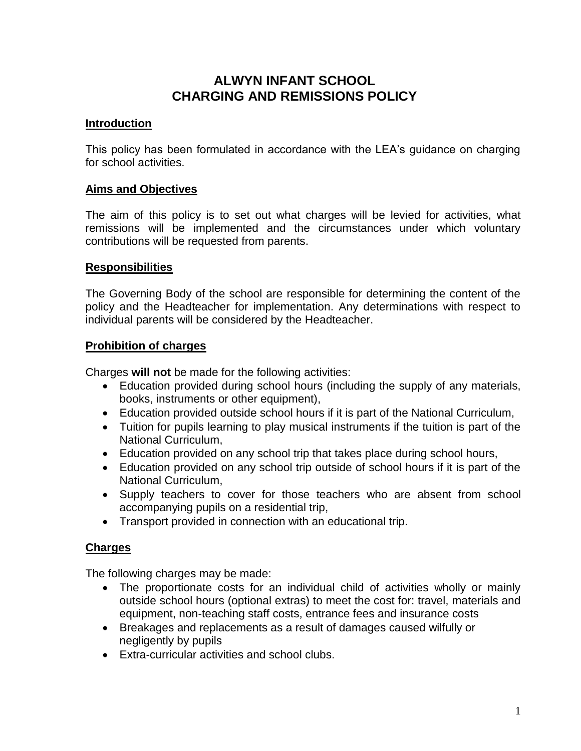# ALWYN INFANT SCHOOL
# CHARGING AND REMISSIONS POLICY

## Introduction

This policy has been formulated in accordance with the LEA's guidance on charging for school activities.

## Aims and Objectives

The aim of this policy is to set out what charges will be levied for activities, what remissions will be implemented and the circumstances under which voluntary contributions will be requested from parents.

## Responsibilities

The Governing Body of the school are responsible for determining the content of the policy and the Headteacher for implementation. Any determinations with respect to individual parents will be considered by the Headteacher.

## Prohibition of charges

Charges **will not** be made for the following activities:

- Education provided during school hours (including the supply of any materials, books, instruments or other equipment),
- Education provided outside school hours if it is part of the National Curriculum,
- Tuition for pupils learning to play musical instruments if the tuition is part of the National Curriculum,
- Education provided on any school trip that takes place during school hours,
- Education provided on any school trip outside of school hours if it is part of the National Curriculum,
- Supply teachers to cover for those teachers who are absent from school accompanying pupils on a residential trip,
- Transport provided in connection with an educational trip.

## Charges

The following charges may be made:

- The proportionate costs for an individual child of activities wholly or mainly outside school hours (optional extras) to meet the cost for: travel, materials and equipment, non-teaching staff costs, entrance fees and insurance costs
- Breakages and replacements as a result of damages caused wilfully or negligently by pupils
- Extra-curricular activities and school clubs.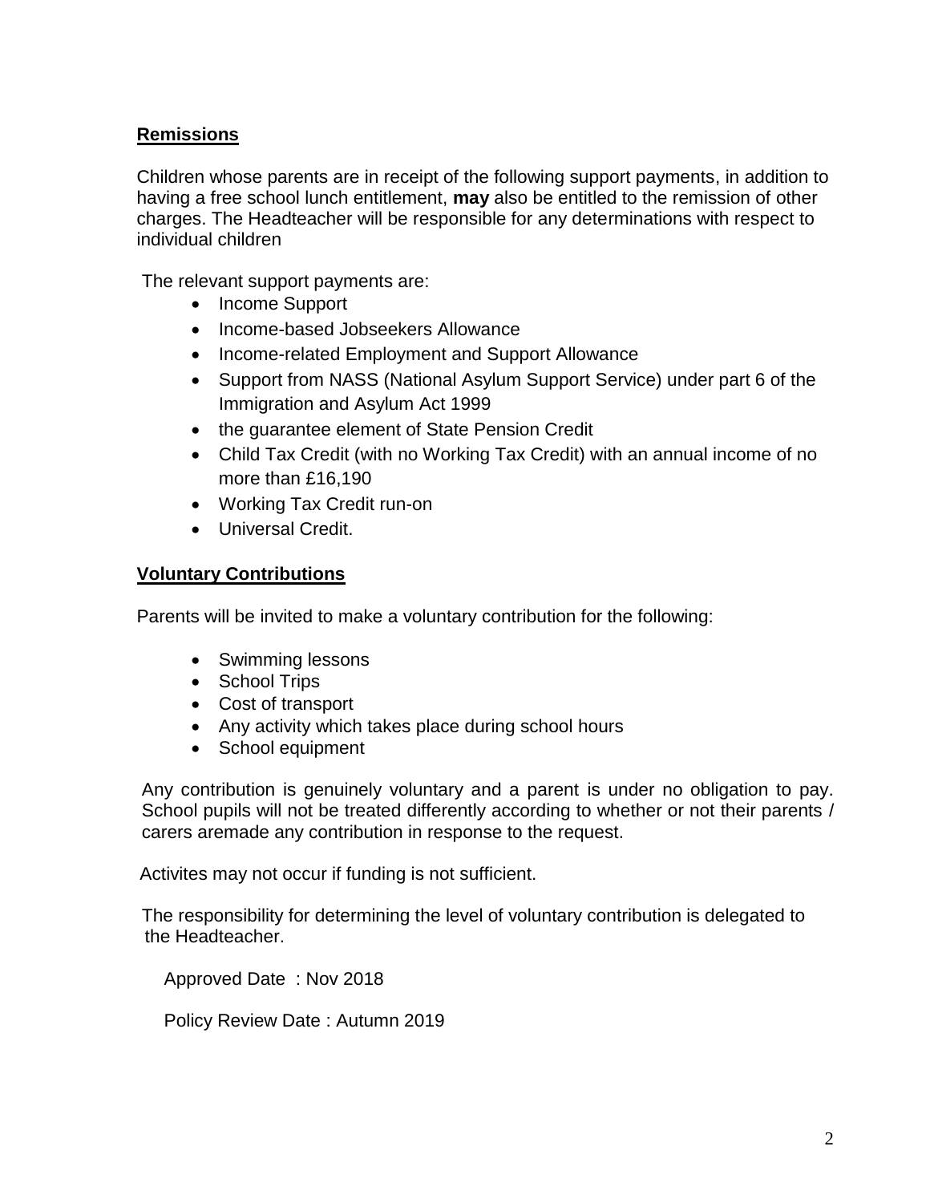## Remissions

Children whose parents are in receipt of the following support payments, in addition to having a free school lunch entitlement, **may** also be entitled to the remission of other charges. The Headteacher will be responsible for any determinations with respect to individual children

The relevant support payments are:

- Income Support
- Income-based Jobseekers Allowance
- Income-related Employment and Support Allowance
- Support from NASS (National Asylum Support Service) under part 6 of the Immigration and Asylum Act 1999
- the guarantee element of State Pension Credit
- Child Tax Credit (with no Working Tax Credit) with an annual income of no more than £16,190
- Working Tax Credit run-on
- Universal Credit.

## Voluntary Contributions

Parents will be invited to make a voluntary contribution for the following:

- Swimming lessons
- School Trips
- Cost of transport
- Any activity which takes place during school hours
- School equipment

Any contribution is genuinely voluntary and a parent is under no obligation to pay. School pupils will not be treated differently according to whether or not their parents / carers aremade any contribution in response to the request.

Activites may not occur if funding is not sufficient.

The responsibility for determining the level of voluntary contribution is delegated to the Headteacher.

Approved Date : Nov 2018

Policy Review Date : Autumn 2019